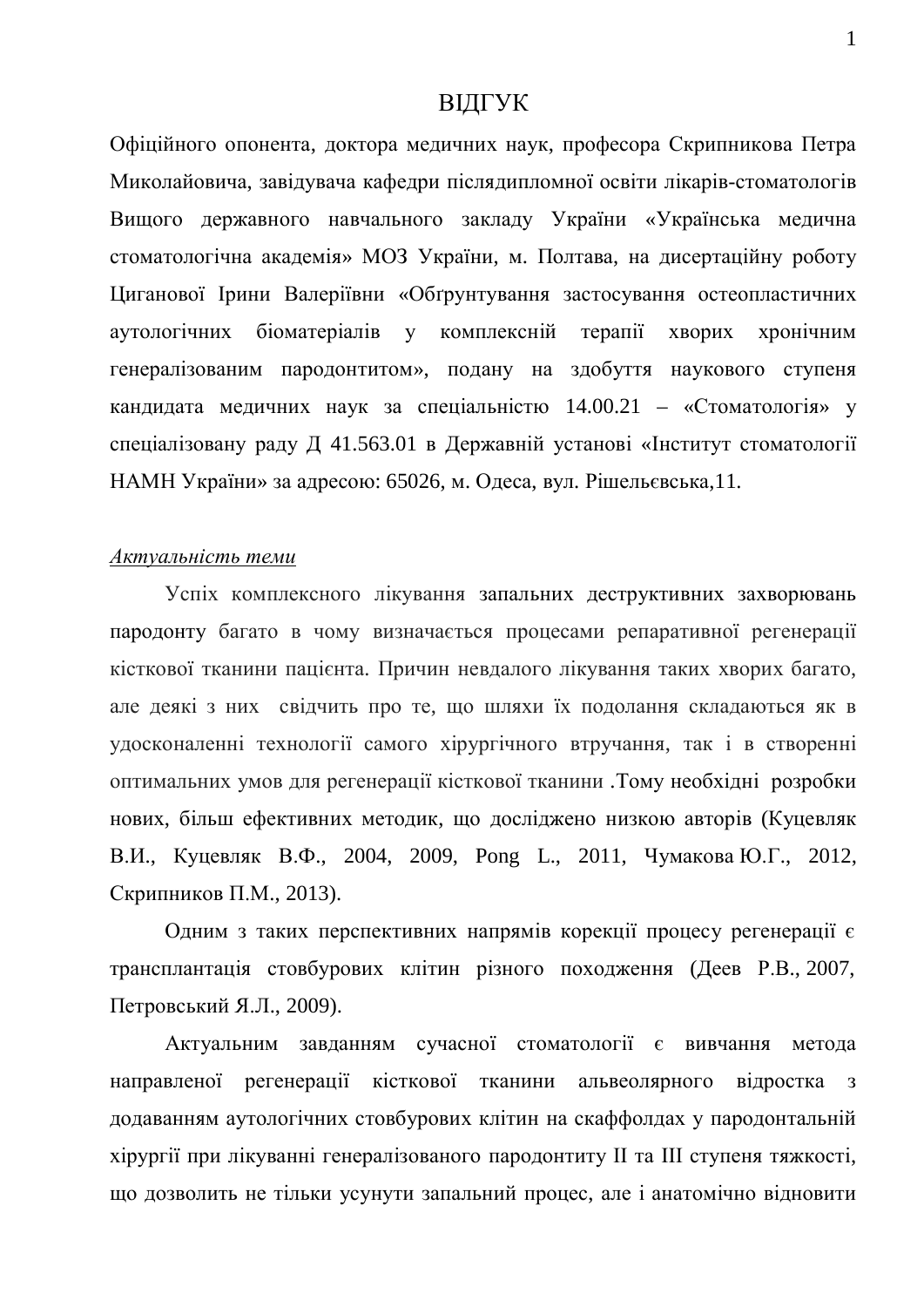# ВІДГУК

Офіційного опонента, доктора медичних наук, професора Скрипникова Петра Миколайовича, завідувача кафедри післядипломної освіти лікарів-стоматологів Вищого державного навчального закладу України «Українська медична стоматологічна академія» МОЗ України, м. Полтава, на дисертаційну роботу Циганової Ірини Валеріївни «Обґрунтування застосування остеопластичних аутологічних біоматеріалів у комплексній терапії хворих хронічним генералізованим пародонтитом», подану на здобуття наукового ступеня кандидата медичних наук за спеціальністю 14.00.21 – «Стоматологія» у спеціалізовану раду Д 41.563.01 в Державній установі «Інститут стоматології НАМН України» за адресою: 65026, м. Одеса, вул. Рішельєвська,11.

*Актуальність теми*

Успіх комплексного лікування запальних деструктивних захворювань пародонту багато в чому визначається процесами репаративної регенерації кісткової тканини пацієнта. Причин невдалого лікування таких хворих багато, але деякі з них свідчить про те, що шляхи їх подолання складаються як в удосконаленні технології самого хірургічного втручання, так і в створенні оптимальних умов для регенерації кісткової тканини .Тому необхідні розробки нових, більш ефективних методик, що досліджено низкою авторів (Куцевляк В.И., Куцевляк В.Ф., 2004, 2009, Pong L., 2011, Чумакова Ю.Г., 2012, Скрипников П.М., 2013).

Одним з таких перспективних напрямів корекції процесу регенерації є трансплантація стовбурових клітин різного походження (Деев Р.В., 2007, Петровський Я.Л., 2009).

Актуальним завданням сучасної стоматології є вивчення метода направленої регенерації кісткової тканини альвеолярного відростка з додаванням аутологічних стовбурових клітин на скаффолдах у пародонтальній хірургії при лікуванні генералізованого пародонтиту II та III ступеня тяжкості, що дозволить не тільки усунути запальний процес, але і анатомічно відновити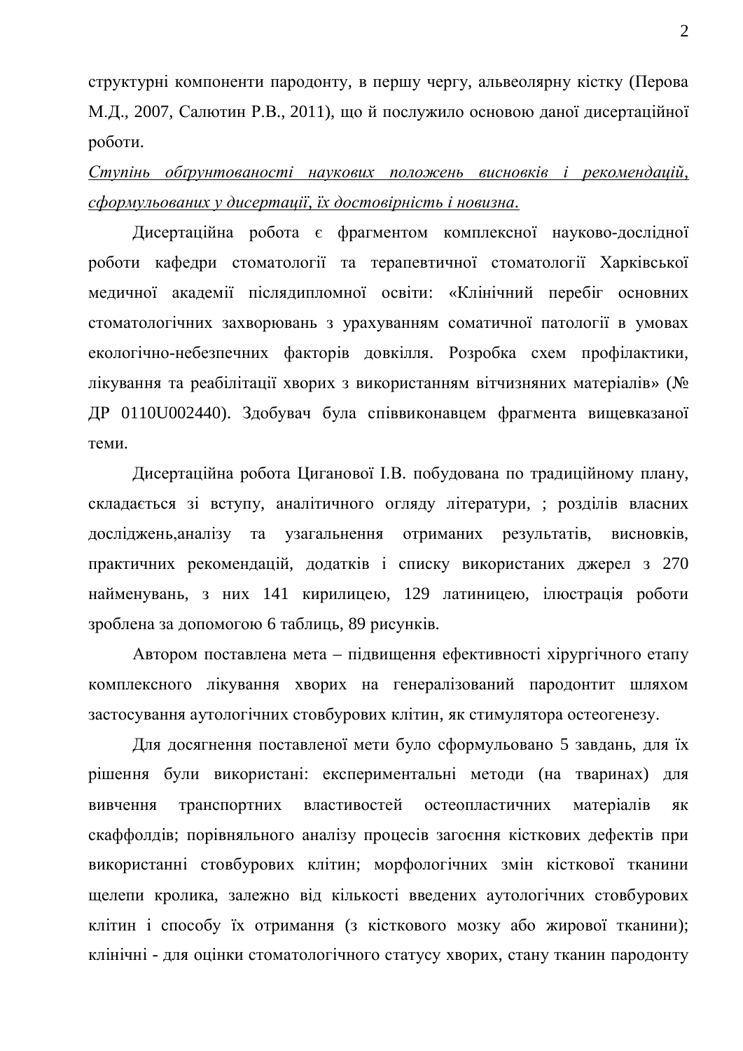структурні компоненти пародонту, в першу чергу, альвеолярну кістку (Перова М.Д., 2007, Салютин Р.В., 2011), що й послужило основою даної дисертаційної роботи.

*Ступінь обґрунтованості наукових положень висновків і рекомендацій, сформульованих у дисертації, їх достовірність і новизна.*

Дисертаційна робота є фрагментом комплексної науково-дослідної роботи кафедри стоматології та терапевтичної стоматології Харківської медичної академії післядипломної освіти: «Клінічний перебіг основних стоматологічних захворювань з урахуванням соматичної патології в умовах екологічно-небезпечних факторів довкілля. Розробка схем профілактики, лікування та реабілітації хворих з використанням вітчизняних матеріалів» (№ ДР 0110U002440). Здобувач була співвиконавцем фрагмента вищевказаної теми.

Дисертаційна робота Циганової І.В. побудована по традиційному плану, складається зі вступу, аналітичного огляду літератури, ; розділів власних досліджень,аналізу та узагальнення отриманих результатів, висновків, практичних рекомендацій, додатків і списку використаних джерел з 270 найменувань, з них 141 кирилицею, 129 латиницею, ілюстрація роботи зроблена за допомогою 6 таблиць, 89 рисунків.

Автором поставлена мета – підвищення ефективності хірургічного етапу комплексного лікування хворих на генералізований пародонтит шляхом застосування аутологічних стовбурових клітин, як стимулятора остеогенезу.

Для досягнення поставленої мети було сформульовано 5 завдань, для їх рішення були використані: експериментальні методи (на тваринах) для вивчення транспортних властивостей остеопластичних матеріалів як скаффолдів; порівняльного аналізу процесів загоєння кісткових дефектів при використанні стовбурових клітин; морфологічних змін кісткової тканини щелепи кролика, залежно від кількості введених аутологічних стовбурових клітин і способу їх отримання (з кісткового мозку або жирової тканини); клінічні - для оцінки стоматологічного статусу хворих, стану тканин пародонту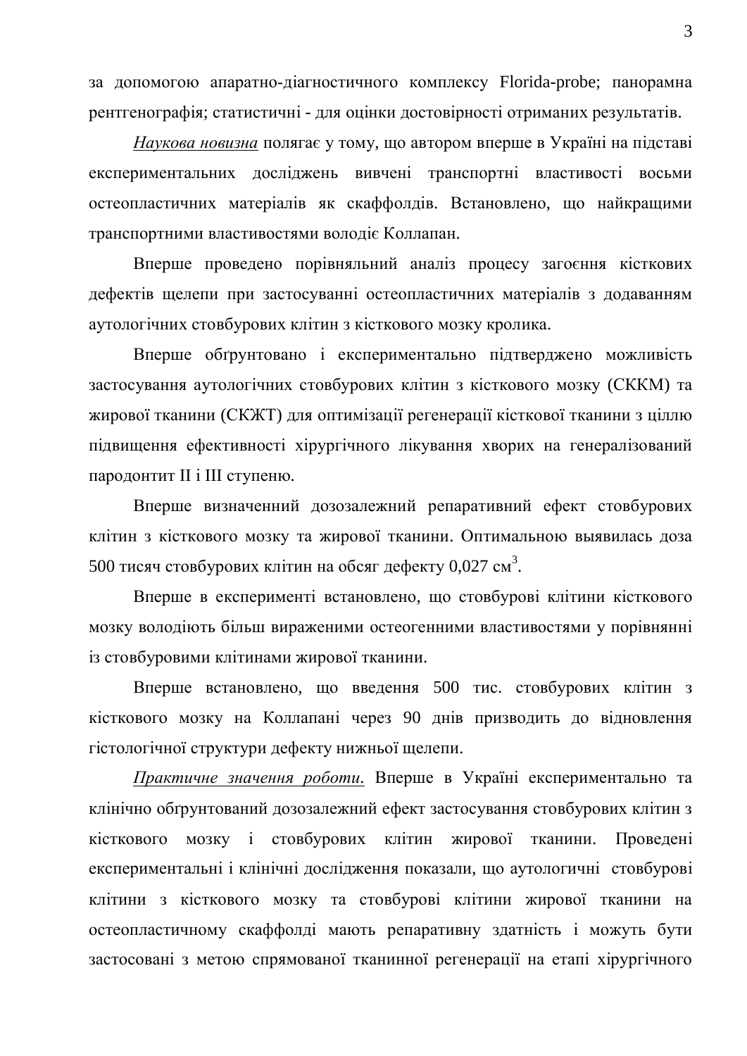за допомогою апаратно-діагностичного комплексу Florida-probe; панорамна рентгенографія; статистичні - для оцінки достовірності отриманих результатів.

*Наукова новизна* полягає у тому, що автором вперше в Україні на підставі експериментальних досліджень вивчені транспортні властивості восьми остеопластичних матеріалів як скаффолдів. Встановлено, що найкращими транспортними властивостями володіє Коллапан.

Вперше проведено порівняльний аналіз процесу загоєння кісткових дефектів щелепи при застосуванні остеопластичних матеріалів з додаванням аутологічних стовбурових клітин з кісткового мозку кролика.

Вперше обґрунтовано і експериментально підтверджено можливість застосування аутологічних стовбурових клітин з кісткового мозку (СККМ) та жирової тканини (СКЖТ) для оптимізації регенерації кісткової тканини з ціллю підвищення ефективності хірургічного лікування хворих на генералізований пародонтит II і III ступеню.

Вперше визначенний дозозалежний репаративний ефект стовбурових клітин з кісткового мозку та жирової тканини. Оптимальною выявилась доза 500 тисяч стовбурових клітин на обсяг дефекту 0,027 см$^3$.

Вперше в експерименті встановлено, що стовбурові клітини кісткового мозку володіють більш вираженими остеогенними властивостями у порівнянні із стовбуровими клітинами жирової тканини.

Вперше встановлено, що введення 500 тис. стовбурових клітин з кісткового мозку на Коллапані через 90 днів призводить до відновлення гістологічної структури дефекту нижньої щелепи.

*Практичне значення роботи.* Вперше в Україні експериментально та клінічно обґрунтований дозозалежний ефект застосування стовбурових клітин з кісткового мозку і стовбурових клітин жирової тканини. Проведені експериментальні і клінічні дослідження показали, що аутологичні стовбурові клітини з кісткового мозку та стовбурові клітини жирової тканини на остеопластичному скаффолді мають репаративну здатність і можуть бути застосовані з метою спрямованої тканинної регенерації на етапі хірургічного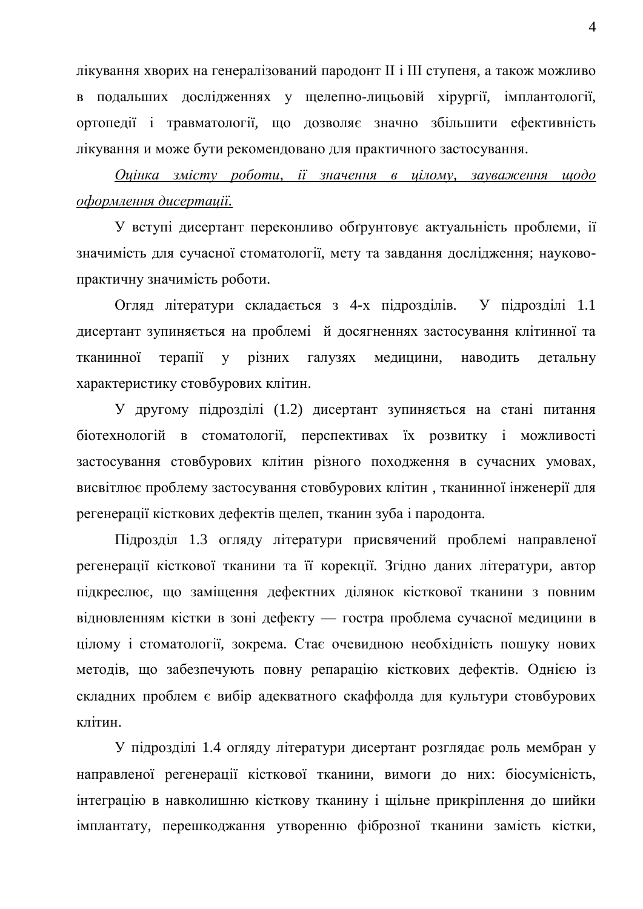лікування хворих на генералізований пародонт II і III ступеня, а також можливо в подальших дослідженнях у щелепно-лицьовій хірургії, імплантології, ортопедії і травматології, що дозволяє значно збільшити ефективність лікування и може бути рекомендовано для практичного застосування.

*Оцінка змісту роботи, її значення в цілому, зауваження щодо оформлення дисертації.*

У вступі дисертант переконливо обґрунтовує актуальність проблеми, її значимість для сучасної стоматології, мету та завдання дослідження; науково-практичну значимість роботи.

Огляд літератури складається з 4-х підрозділів. У підрозділі 1.1 дисертант зупиняється на проблемі й досягненнях застосування клітинної та тканинної терапії у різних галузях медицини, наводить детальну характеристику стовбурових клітин.

У другому підрозділі (1.2) дисертант зупиняється на стані питання біотехнологій в стоматології, перспективах їх розвитку і можливості застосування стовбурових клітин різного походження в сучасних умовах, висвітлює проблему застосування стовбурових клітин , тканинної інженерії для регенерації кісткових дефектів щелеп, тканин зуба і пародонта.

Підрозділ 1.3 огляду літератури присвячений проблемі направленої регенерації кісткової тканини та її корекції. Згідно даних літератури, автор підкреслює, що заміщення дефектних ділянок кісткової тканини з повним відновленням кістки в зоні дефекту — гостра проблема сучасної медицини в цілому і стоматології, зокрема. Стає очевидною необхідність пошуку нових методів, що забезпечують повну репарацію кісткових дефектів. Однією із складних проблем є вибір адекватного скаффолда для культури стовбурових клітин.

У підрозділі 1.4 огляду літератури дисертант розглядає роль мембран у направленої регенерації кісткової тканини, вимоги до них: біосумісність, інтеграцію в навколишню кісткову тканину і щільне прикріплення до шийки імплантату, перешкоджання утворенню фіброзної тканини замість кістки,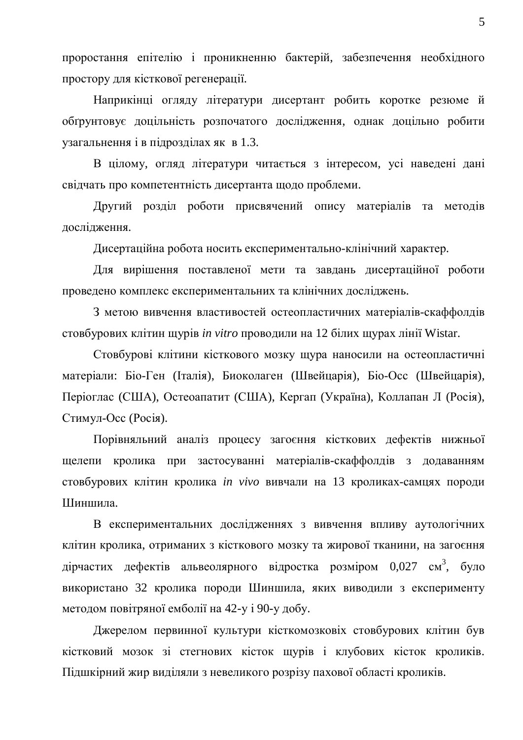проростання епітелію і проникненню бактерій, забезпечення необхідного простору для кісткової регенерації.

Наприкінці огляду літератури дисертант робить коротке резюме й обґрунтовує доцільність розпочатого дослідження, однак доцільно робити узагальнення і в підрозділах як в 1.3.

В цілому, огляд літератури читається з інтересом, усі наведені дані свідчать про компетентність дисертанта щодо проблеми.

Другий розділ роботи присвячений опису матеріалів та методів дослідження.

Дисертаційна робота носить експериментально-клінічний характер.

Для вирішення поставленої мети та завдань дисертаційної роботи проведено комплекс експериментальних та клінічних досліджень.

З метою вивчення властивостей остеопластичних матеріалів-скаффолдів стовбурових клітин щурів *in vitro* проводили на 12 білих щурах лінії Wistar.

Стовбурові клітини кісткового мозку щура наносили на остеопластичні матеріали: Біо-Ген (Італія), Биоколаген (Швейцарія), Біо-Осс (Швейцарія), Періоглас (США), Остеоапатит (США), Кергап (Україна), Коллапан Л (Росія), Стимул-Осс (Росія).

Порівняльний аналіз процесу загоєння кісткових дефектів нижньої щелепи кролика при застосуванні матеріалів-скаффолдів з додаванням стовбурових клітин кролика *in vivo* вивчали на 13 кроликах-самцях породи Шиншила.

В експериментальних дослідженнях з вивчення впливу аутологічних клітин кролика, отриманих з кісткового мозку та жирової тканини, на загоєння дірчастих дефектів альвеолярного відростка розміром 0,027 $см^3$, було використано 32 кролика породи Шиншила, яких виводили з експерименту методом повітряної емболії на 42-у і 90-у добу.

Джерелом первинної культури кісткомозковіх стовбурових клітин був кістковий мозок зі стегнових кісток щурів і клубових кісток кроликів. Підшкірний жир виділяли з невеликого розрізу пахової області кроликів.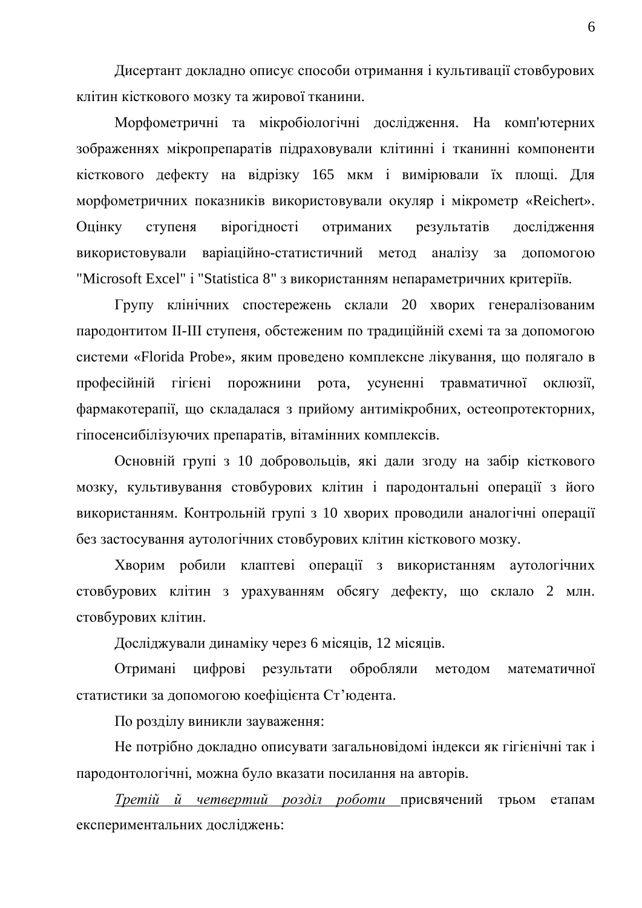Дисертант докладно описує способи отримання і культивації стовбурових клітин кісткового мозку та жирової тканини.

Морфометричні та мікробіологічні дослідження. На комп'ютерних зображеннях мікропрепаратів підраховували клітинні і тканинні компоненти кісткового дефекту на відрізку 165 мкм і вимірювали їх площі. Для морфометричних показників використовували окуляр і мікрометр «Reichert». Оцінку ступеня вірогідності отриманих результатів дослідження використовували варіаційно-статистичний метод аналізу за допомогою "Microsoft Excel" і "Statistica 8" з використанням непараметричних критеріїв.

Групу клінічних спостережень склали 20 хворих генералізованим пародонтитом II-III ступеня, обстеженим по традиційній схемі та за допомогою системи «Florida Probe», яким проведено комплексне лікування, що полягало в професійній гігієні порожнини рота, усуненні травматичної оклюзії, фармакотерапії, що складалася з прийому антимікробних, остеопротекторних, гіпосенсибілізуючих препаратів, вітамінних комплексів.

Основній групі з 10 добровольців, які дали згоду на забір кісткового мозку, культивування стовбурових клітин і пародонтальні операції з його використанням. Контрольній групі з 10 хворих проводили аналогічні операції без застосування аутологічних стовбурових клітин кісткового мозку.

Хворим робили клаптеві операції з використанням аутологічних стовбурових клітин з урахуванням обсягу дефекту, що склало 2 млн. стовбурових клітин.

Досліджували динаміку через 6 місяців, 12 місяців.

Отримані цифрові результати обробляли методом математичної статистики за допомогою коефіцієнта Ст'юдента.

По розділу виникли зауваження:

Не потрібно докладно описувати загальновідомі індекси як гігієнічні так і пародонтологічні, можна було вказати посилання на авторів.

*Третій й четвертий розділ роботи* присвячений трьом етапам експериментальних досліджень: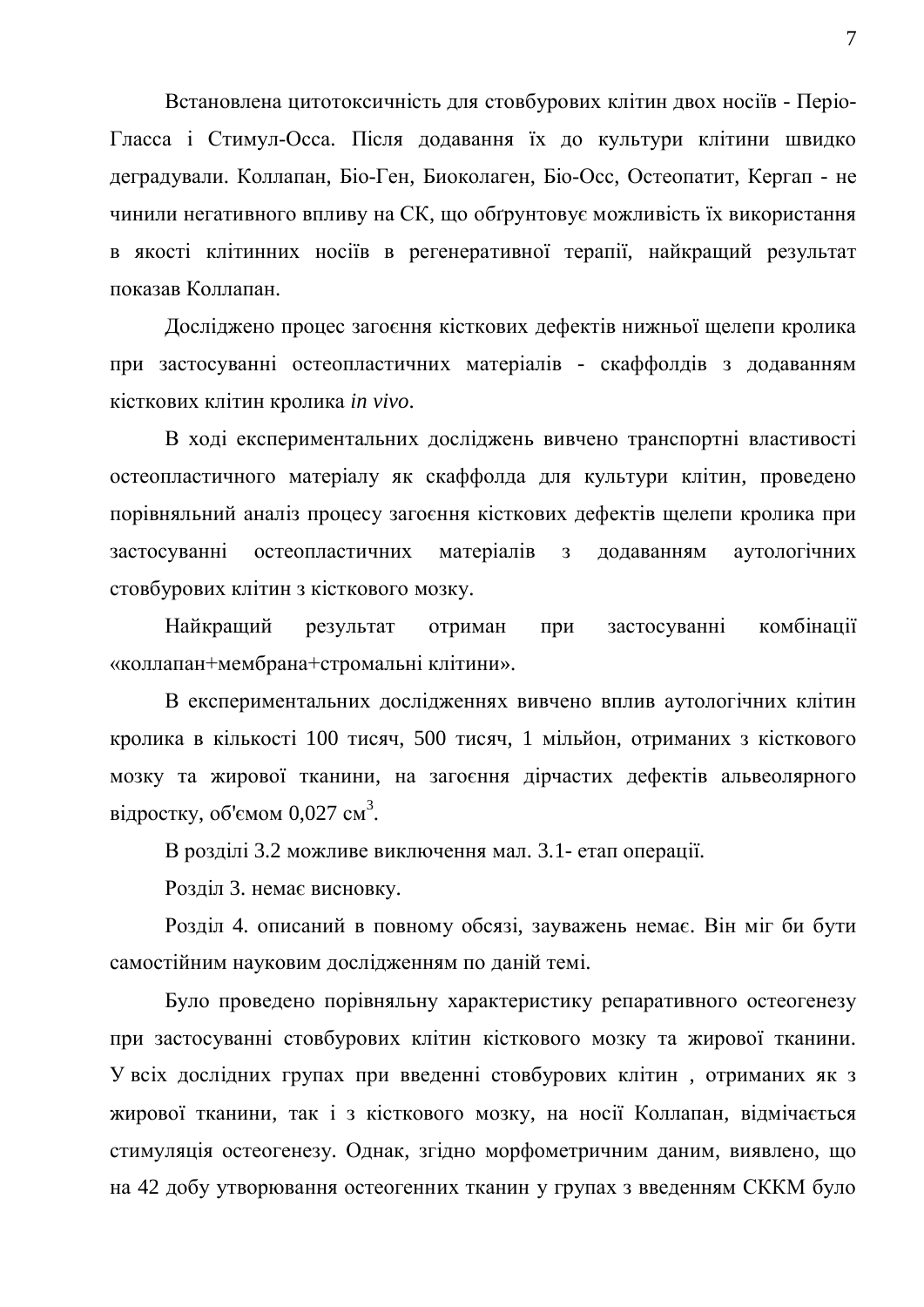Встановлена цитотоксичність для стовбурових клітин двох носіїв - Періо-Гласса і Стимул-Осса. Після додавання їх до культури клітини швидко деградували. Коллапан, Біо-Ген, Биоколаген, Біо-Осс, Остеопатит, Кергап - не чинили негативного впливу на СК, що обґрунтовує можливість їх використання в якості клітинних носіїв в регенеративної терапії, найкращий результат показав Коллапан.

Досліджено процес загоєння кісткових дефектів нижньої щелепи кролика при застосуванні остеопластичних матеріалів - скаффолдів з додаванням кісткових клітин кролика *in vivo*.

В ході експериментальних досліджень вивчено транспортні властивості остеопластичного матеріалу як скаффолда для культури клітин, проведено порівняльний аналіз процесу загоєння кісткових дефектів щелепи кролика при застосуванні остеопластичних матеріалів з додаванням аутологічних стовбурових клітин з кісткового мозку.

Найкращий результат отриман при застосуванні комбінації «коллапан+мембрана+стромальні клітини».

В експериментальних дослідженнях вивчено вплив аутологічних клітин кролика в кількості 100 тисяч, 500 тисяч, 1 мільйон, отриманих з кісткового мозку та жирової тканини, на загоєння дірчастих дефектів альвеолярного відростку, об'ємом 0,027 $см^3$.

В розділі 3.2 можливе виключення мал. 3.1- етап операції.

Розділ 3. немає висновку.

Розділ 4. описаний в повному обсязі, зауважень немає. Він міг би бути самостійним науковим дослідженням по даній темі.

Було проведено порівняльну характеристику репаративного остеогенезу при застосуванні стовбурових клітин кісткового мозку та жирової тканини. У всіх дослідних групах при введенні стовбурових клітин , отриманих як з жирової тканини, так і з кісткового мозку, на носії Коллапан, відмічається стимуляція остеогенезу. Однак, згідно морфометричним даним, виявлено, що на 42 добу утворювання остеогенних тканин у групах з введенням СККМ було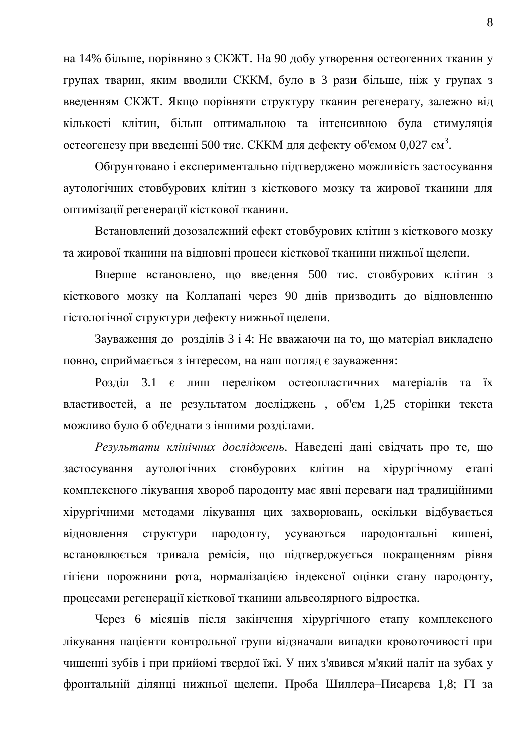на 14% більше, порівняно з СКЖТ. На 90 добу утворення остеогенних тканин у групах тварин, яким вводили СККМ, було в 3 рази більше, ніж у групах з введенням СКЖТ. Якщо порівняти структуру тканин регенерату, залежно від кількості клітин, більш оптимальною та інтенсивною була стимуляція остеогенезу при введенні 500 тис. СККМ для дефекту об'ємом 0,027 см$^3$.

Обґрунтовано і експериментально підтверджено можливість застосування аутологічних стовбурових клітин з кісткового мозку та жирової тканини для оптимізації регенерації кісткової тканини.

Встановлений дозозалежний ефект стовбурових клітин з кісткового мозку та жирової тканини на відновні процеси кісткової тканини нижньої щелепи.

Вперше встановлено, що введення 500 тис. стовбурових клітин з кісткового мозку на Коллапані через 90 днів призводить до відновленню гістологічної структури дефекту нижньої щелепи.

Зауваження до розділів 3 і 4: Не вважаючи на те, що матеріал викладено повно, сприймається з інтересом, на наш погляд є зауваження:

Розділ 3.1 є лиш переліком остеопластичних матеріалів та їх властивостей, а не результатом досліджень , об'єм 1,25 сторінки текста можливо було б об'єднати з іншими розділами.

*Результати клінічних досліджень*. Наведені дані свідчать про те, що застосування аутологічних стовбурових клітин на хірургічному етапі комплексного лікування хвороб пародонту має явні переваги над традиційними хірургічними методами лікування цих захворювань, оскільки відбувається відновлення структури пародонту, усуваються пародонтальні кишені, встановлюється тривала ремісія, що підтверджується покращенням рівня гігієни порожнини рота, нормалізацією індексної оцінки стану пародонту, процесами регенерації кісткової тканини альвеолярного відростка.

Через 6 місяців після закінчення хірургічного етапу комплексного лікування пацієнти контрольної групи відзначали випадки кровоточивості при чищенні зубів і при прийомі твердої їжі. У них з'явився м'який наліт на зубах у фронтальній ділянці нижньої щелепи. Проба Шиллера–Писарєва 1,8; ГІ за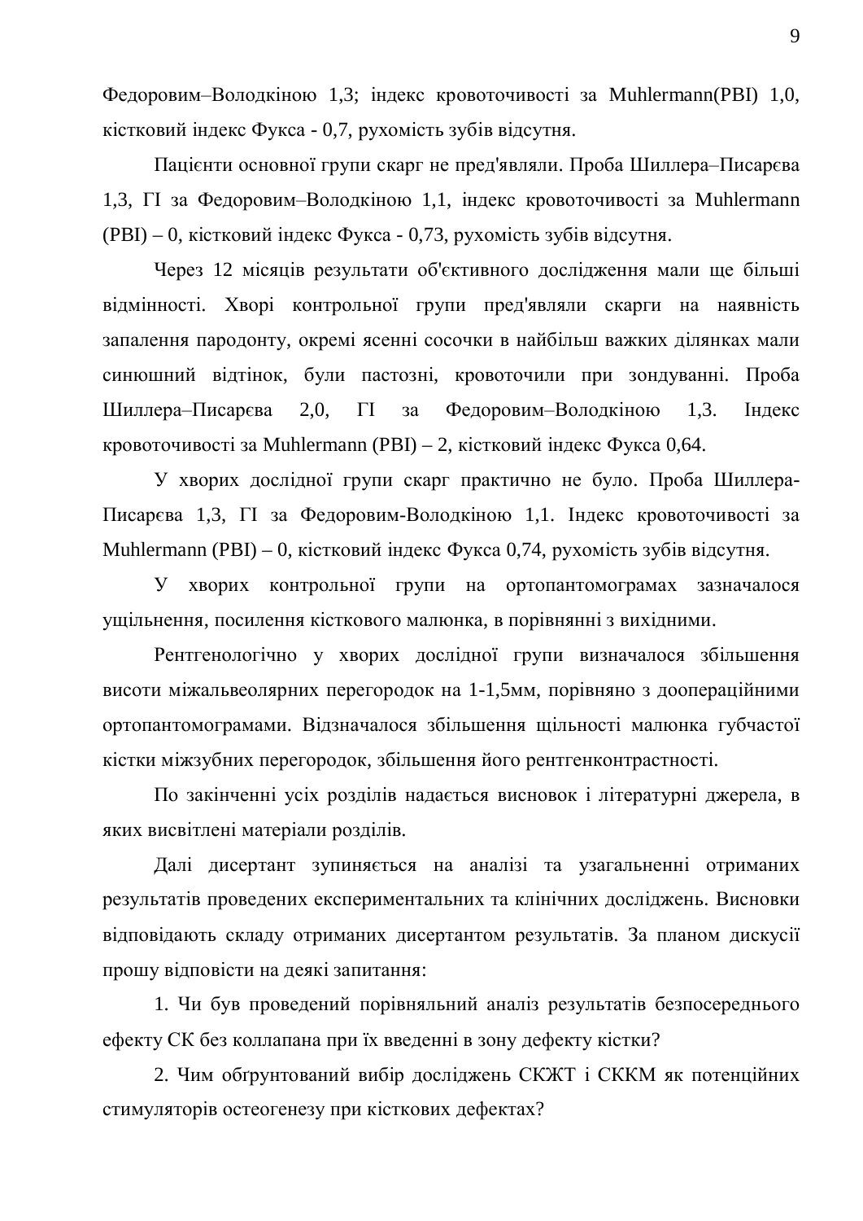Федоровим–Володкіною 1,3; індекс кровоточивості за Muhlermann(PBI) 1,0, кістковий індекс Фукса - 0,7, рухомість зубів відсутня.

Пацієнти основної групи скарг не пред'являли. Проба Шиллера–Писарєва 1,3, ГІ за Федоровим–Володкіною 1,1, індекс кровоточивості за Muhlermann (PBI) – 0, кістковий індекс Фукса - 0,73, рухомість зубів відсутня.

Через 12 місяців результати об'єктивного дослідження мали ще більші відмінності. Хворі контрольної групи пред'являли скарги на наявність запалення пародонту, окремі ясенні сосочки в найбільш важких ділянках мали синюшний відтінок, були пастозні, кровоточили при зондуванні. Проба Шиллера–Писарєва 2,0, ГІ за Федоровим–Володкіною 1,3. Індекс кровоточивості за Muhlermann (PBI) – 2, кістковий індекс Фукса 0,64.

У хворих дослідної групи скарг практично не було. Проба Шиллера-Писарєва 1,3, ГІ за Федоровим-Володкіною 1,1. Індекс кровоточивості за Muhlermann (PBI) – 0, кістковий індекс Фукса 0,74, рухомість зубів відсутня.

У хворих контрольної групи на ортопантомограмах зазначалося ущільнення, посилення кісткового малюнка, в порівнянні з вихідними.

Рентгенологічно у хворих дослідної групи визначалося збільшення висоти міжальвеолярних перегородок на 1-1,5мм, порівняно з доопераційними ортопантомограмами. Відзначалося збільшення щільності малюнка губчастої кістки міжзубних перегородок, збільшення його рентгенконтрастності.

По закінченні усіх розділів надається висновок і літературні джерела, в яких висвітлені матеріали розділів.

Далі дисертант зупиняється на аналізі та узагальненні отриманих результатів проведених експериментальних та клінічних досліджень. Висновки відповідають складу отриманих дисертантом результатів. За планом дискусії прошу відповісти на деякі запитання:

1. Чи був проведений порівняльний аналіз результатів безпосереднього ефекту СК без коллапана при їх введенні в зону дефекту кістки?

2. Чим обґрунтований вибір досліджень СКЖТ і СККМ як потенційних стимуляторів остеогенезу при кісткових дефектах?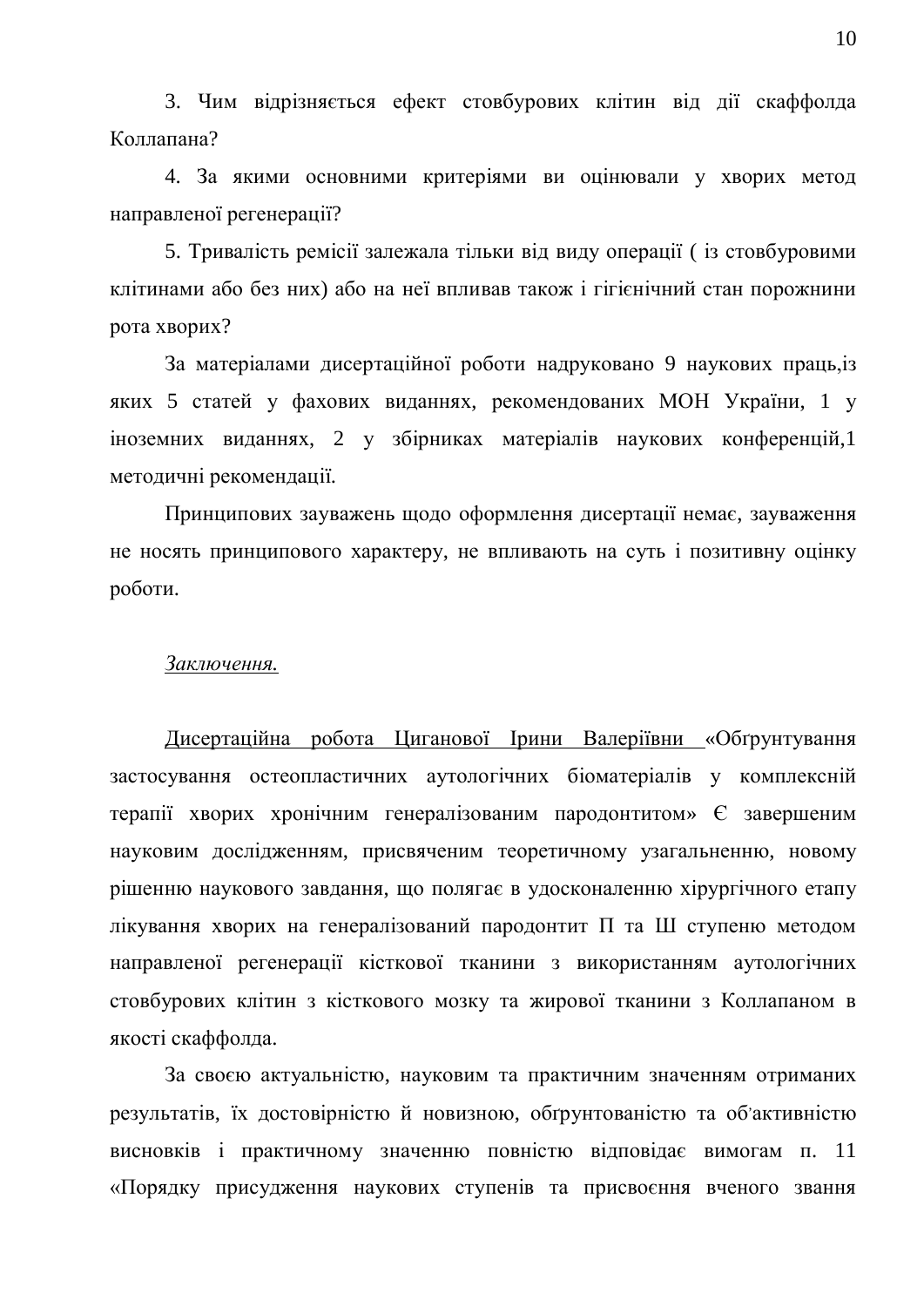3. Чим відрізняється ефект стовбурових клітин від дії скаффолда Коллапана?

4. За якими основними критеріями ви оцінювали у хворих метод направленої регенерації?

5. Тривалість ремісії залежала тільки від виду операції ( із стовбуровими клітинами або без них) або на неї впливав також і гігієнічний стан порожнини рота хворих?

За матеріалами дисертаційної роботи надруковано 9 наукових праць,із яких 5 статей у фахових виданнях, рекомендованих МОН України, 1 у іноземних виданнях, 2 у збірниках матеріалів наукових конференцій,1 методичні рекомендації.

Принципових зауважень щодо оформлення дисертації немає, зауваження не носять принципового характеру, не впливають на суть і позитивну оцінку роботи.

*Заключення.*

Дисертаційна робота Циганової Ірини Валеріївни «Обґрунтування застосування остеопластичних аутологічних біоматеріалів у комплексній терапії хворих хронічним генералізованим пародонтитом» Є завершеним науковим дослідженням, присвяченим теоретичному узагальненню, новому рішенню наукового завдання, що полягає в удосконаленні хірургічного етапу лікування хворих на генералізований пародонтит П та Ш ступеню методом направленої регенерації кісткової тканини з використанням аутологічних стовбурових клітин з кісткового мозку та жирової тканини з Коллапаном в якості скаффолда.

За своєю актуальністю, науковим та практичним значенням отриманих результатів, їх достовірністю й новизною, обґрунтованістю та об'активністю висновків і практичному значенню повністю відповідає вимогам п. 11 «Порядку присудження наукових ступенів та присвоєння вченого звання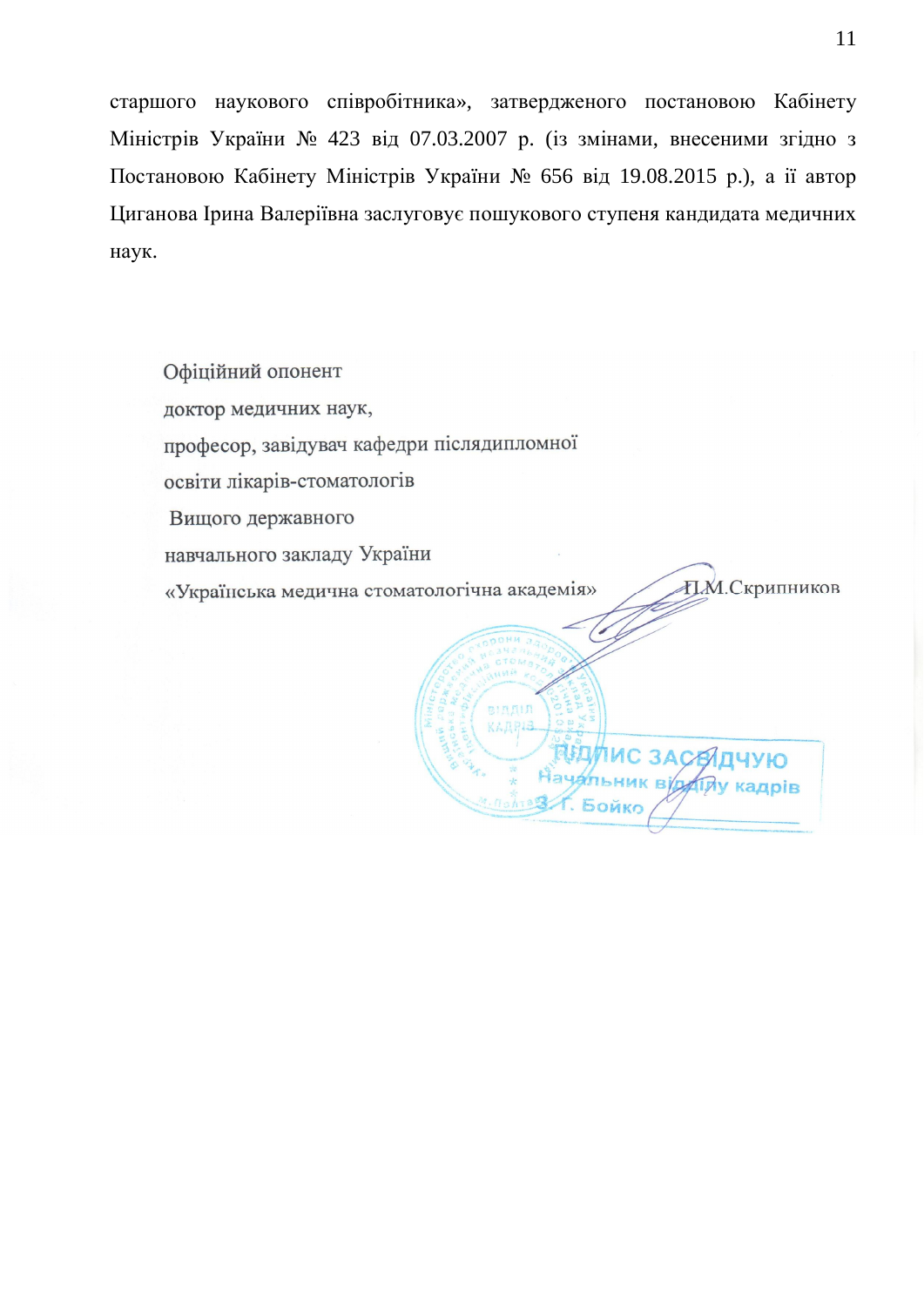старшого наукового співробітника», затвердженого постановою Кабінету Міністрів України № 423 від 07.03.2007 р. (із змінами, внесеними згідно з Постановою Кабінету Міністрів України № 656 від 19.08.2015 р.), а її автор Циганова Ірина Валеріївна заслуговує пошукового ступеня кандидата медичних наук.

Офіційний опонент
доктор медичних наук,
професор, завідувач кафедри післядипломної
освіти лікарів-стоматологів
Вищого державного
навчального закладу України
«Українська медична стоматологічна академія» П.М.Скрипников

ПІДПИС ЗАСВІДЧУЮ
Начальник відділу кадрів
З. Г. Бойко